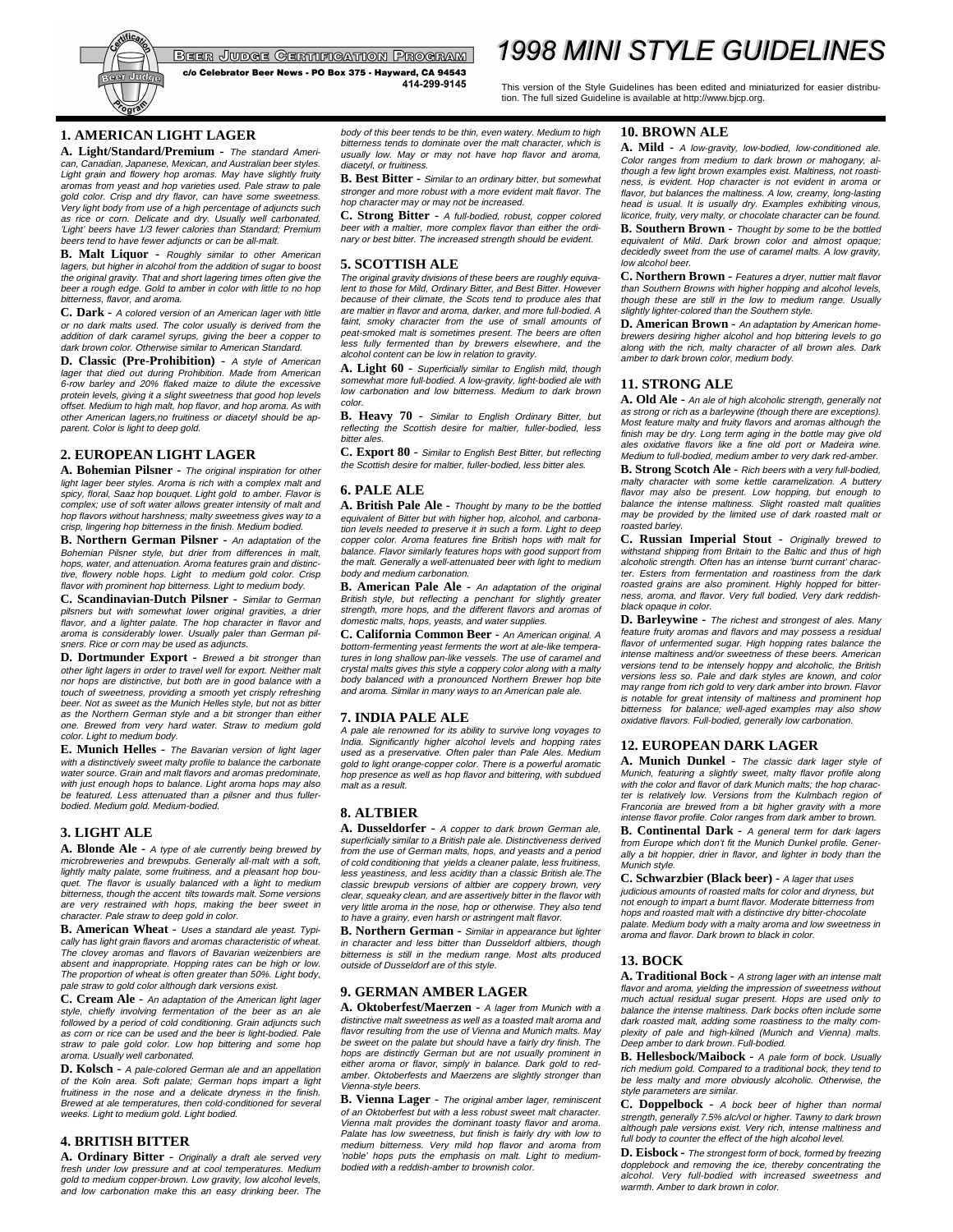Beer Judge Certification Program

c/o Celebrator Beer News - PO Box 375 - Hayward, CA 94543
414-299-9145

# 1998 MINI STYLE GUIDELINES

This version of the Style Guidelines has been edited and miniaturized for easier distribution. The full sized Guideline is available at http://www.bjcp.org.

## 1. AMERICAN LIGHT LAGER

**A. Light/Standard/Premium** - *The standard American, Canadian, Japanese, Mexican, and Australian beer styles. Light grain and flowery hop aromas. May have slightly fruity aromas from yeast and hop varieties used. Pale straw to pale gold color. Crisp and dry flavor, can have some sweetness. Very light body from use of a high percentage of adjuncts such as rice or corn. Delicate and dry. Usually well carbonated. 'Light' beers have 1/3 fewer calories than Standard; Premium beers tend to have fewer adjuncts or can be all-malt.*

**B. Malt Liquor** - *Roughly similar to other American lagers, but higher in alcohol from the addition of sugar to boost the original gravity. That and short lagering times often give the beer a rough edge. Gold to amber in color with little to no hop bitterness, flavor, and aroma.*

**C. Dark** - *A colored version of an American lager with little or no dark malts used. The color usually is derived from the addition of dark caramel syrups, giving the beer a copper to dark brown color. Otherwise similar to American Standard.*

**D. Classic (Pre-Prohibition)** - *A style of American lager that died out during Prohibition. Made from American 6-row barley and 20% flaked maize to dilute the excessive protein levels, giving it a slight sweetness that good hop levels offset. Medium to high malt, hop flavor, and hop aroma. As with other American lagers,no fruitiness or diacetyl should be apparent. Color is light to deep gold.*

## 2. EUROPEAN LIGHT LAGER

**A. Bohemian Pilsner** - *The original inspiration for other light lager beer styles. Aroma is rich with a complex malt and spicy, floral, Saaz hop bouquet. Light gold to amber. Flavor is complex; use of soft water allows greater intensity of malt and hop flavors without harshness; malty sweetness gives way to a crisp, lingering hop bitterness in the finish. Medium bodied.*

**B. Northern German Pilsner** - *An adaptation of the Bohemian Pilsner style, but drier from differences in malt, hops, water, and attenuation. Aroma features grain and distinctive, flowery noble hops. Light to medium gold color. Crisp flavor with prominent hop bitterness. Light to medium body.*

**C. Scandinavian-Dutch Pilsner** - *Similar to German pilsners but with somewhat lower original gravities, a drier flavor, and a lighter palate. The hop character in flavor and aroma is considerably lower. Usually paler than German pilsners. Rice or corn may be used as adjuncts.*

**D. Dortmunder Export** - *Brewed a bit stronger than other light lagers in order to travel well for export. Neither malt nor hops are distinctive, but both are in good balance with a touch of sweetness, providing a smooth yet crisply refreshing beer. Not as sweet as the Munich Helles style, but not as bitter as the Northern German style and a bit stronger than either one. Brewed from very hard water. Straw to medium gold color. Light to medium body.*

**E. Munich Helles** - *The Bavarian version of light lager with a distinctively sweet malty profile to balance the carbonate water source. Grain and malt flavors and aromas predominate, with just enough hops to balance. Light aroma hops may also be featured. Less attenuated than a pilsner and thus fuller-bodied. Medium gold. Medium-bodied.*

## 3. LIGHT ALE

**A. Blonde Ale** - *A type of ale currently being brewed by microbreweries and brewpubs. Generally all-malt with a soft, lightly malty palate, some fruitiness, and a pleasant hop bouquet. The flavor is usually balanced with a light to medium bitterness, though the accent tilts towards malt. Some versions are very restrained with hops, making the beer sweet in character. Pale straw to deep gold in color.*

**B. American Wheat** - *Uses a standard ale yeast. Typically has light grain flavors and aromas characteristic of wheat. The clovey aromas and flavors of Bavarian weizenbiers are absent and inappropriate. Hopping rates can be high or low. The proportion of wheat is often greater than 50%. Light body, pale straw to gold color although dark versions exist.*

**C. Cream Ale** - *An adaptation of the American light lager style, chiefly involving fermentation of the beer as an ale followed by a period of cold conditioning. Grain adjuncts such as corn or rice can be used and the beer is light-bodied. Pale straw to pale gold color. Low hop bittering and some hop aroma. Usually well carbonated.*

**D. Kolsch** - *A pale-colored German ale and an appellation of the Koln area. Soft palate; German hops impart a light fruitiness in the nose and a delicate dryness in the finish. Brewed at ale temperatures, then cold-conditioned for several weeks. Light to medium gold. Light bodied.*

## 4. BRITISH BITTER

**A. Ordinary Bitter** - *Originally a draft ale served very fresh under low pressure and at cool temperatures. Medium gold to medium copper-brown. Low gravity, low alcohol levels, and low carbonation make this an easy drinking beer. The body of this beer tends to be thin, even watery. Medium to high bitterness tends to dominate over the malt character, which is usually low. May or may not have hop flavor and aroma, diacetyl, or fruitiness.*

**B. Best Bitter** - *Similar to an ordinary bitter, but somewhat stronger and more robust with a more evident malt flavor. The hop character may or may not be increased.*

**C. Strong Bitter** - *A full-bodied, robust, copper colored beer with a maltier, more complex flavor than either the ordinary or best bitter. The increased strength should be evident.*

## 5. SCOTTISH ALE

*The original gravity divisions of these beers are roughly equivalent to those for Mild, Ordinary Bitter, and Best Bitter. However because of their climate, the Scots tend to produce ales that are maltier in flavor and aroma, darker, and more full-bodied. A faint, smoky character from the use of small amounts of peat-smoked malt is sometimes present. The beers are often less fully fermented than by brewers elsewhere, and the alcohol content can be low in relation to gravity.*

**A. Light 60** - *Superficially similar to English mild, though somewhat more full-bodied. A low-gravity, light-bodied ale with low carbonation and low bitterness. Medium to dark brown color.*

**B. Heavy 70** - *Similar to English Ordinary Bitter, but reflecting the Scottish desire for maltier, fuller-bodied, less bitter ales.*

**C. Export 80** - *Similar to English Best Bitter, but reflecting the Scottish desire for maltier, fuller-bodied, less bitter ales.*

## 6. PALE ALE

**A. British Pale Ale** - *Thought by many to be the bottled equivalent of Bitter but with higher hop, alcohol, and carbonation levels needed to preserve it in such a form. Light to deep copper color. Aroma features fine British hops with malt for balance. Flavor similarly features hops with good support from the malt. Generally a well-attenuated beer with light to medium body and medium carbonation.*

**B. American Pale Ale** - *An adaptation of the original British style, but reflecting a penchant for slightly greater strength, more hops, and the different flavors and aromas of domestic malts, hops, yeasts, and water supplies.*

**C. California Common Beer** - *An American original. A bottom-fermenting yeast ferments the wort at ale-like temperatures in long shallow pan-like vessels. The use of caramel and crystal malts gives this style a coppery color along with a malty body balanced with a pronounced Northern Brewer hop bite and aroma. Similar in many ways to an American pale ale.*

## 7. INDIA PALE ALE

*A pale ale renowned for its ability to survive long voyages to India. Significantly higher alcohol levels and hopping rates used as a preservative. Often paler than Pale Ales. Medium gold to light orange-copper color. There is a powerful aromatic hop presence as well as hop flavor and bittering, with subdued malt as a result.*

## 8. ALTBIER

**A. Dusseldorfer** - *A copper to dark brown German ale, superficially similar to a British pale ale. Distinctiveness derived from the use of German malts, hops, and yeasts and a period of cold conditioning that yields a cleaner palate, less fruitiness, less yeastiness, and less acidity than a classic British ale.The classic brewpub versions of altbier are coppery brown, very clear, squeaky clean, and are assertively bitter in the flavor with very little aroma in the nose, hop or otherwise. They also tend to have a grainy, even harsh or astringent malt flavor.*

**B. Northern German** - *Similar in appearance but lighter in character and less bitter than Dusseldorf altbiers, though bitterness is still in the medium range. Most alts produced outside of Dusseldorf are of this style.*

## 9. GERMAN AMBER LAGER

**A. Oktoberfest/Maerzen** - *A lager from Munich with a distinctive malt sweetness as well as a toasted malt aroma and flavor resulting from the use of Vienna and Munich malts. May be sweet on the palate but should have a fairly dry finish. The hops are distinctly German but are not usually prominent in either aroma or flavor, simply in balance. Dark gold to red-amber. Oktoberfests and Maerzens are slightly stronger than Vienna-style beers.*

**B. Vienna Lager** - *The original amber lager, reminiscent of an Oktoberfest but with a less robust sweet malt character. Vienna malt provides the dominant toasty flavor and aroma. Palate has low sweetness, but finish is fairly dry with low to medium bitterness. Very mild hop flavor and aroma from 'noble' hops puts the emphasis on malt. Light to medium-bodied with a reddish-amber to brownish color.*

## 10. BROWN ALE

**A. Mild** - *A low-gravity, low-bodied, low-conditioned ale. Color ranges from medium to dark brown or mahogany, although a few light brown examples exist. Maltiness, not roastiness, is evident. Hop character is not evident in aroma or flavor, but balances the maltiness. A low, creamy, long-lasting head is usual. It is usually dry. Examples exhibiting vinous, licorice, fruity, very malty, or chocolate character can be found.*

**B. Southern Brown** - *Thought by some to be the bottled equivalent of Mild. Dark brown color and almost opaque; decidedly sweet from the use of caramel malts. A low gravity, low alcohol beer.*

**C. Northern Brown** - *Features a dryer, nuttier malt flavor than Southern Browns with higher hopping and alcohol levels, though these are still in the low to medium range. Usually slightly lighter-colored than the Southern style.*

**D. American Brown** - *An adaptation by American homebrewers desiring higher alcohol and hop bittering levels to go along with the rich, malty character of all brown ales. Dark amber to dark brown color, medium body.*

## 11. STRONG ALE

**A. Old Ale** - *An ale of high alcoholic strength, generally not as strong or rich as a barleywine (though there are exceptions). Most feature malty and fruity flavors and aromas although the finish may be dry. Long term aging in the bottle may give old ales oxidative flavors like a fine old port or Madeira wine. Medium to full-bodied, medium amber to very dark red-amber.*

**B. Strong Scotch Ale** - *Rich beers with a very full-bodied, malty character with some kettle caramelization. A buttery flavor may also be present. Low hopping, but enough to balance the intense maltiness. Slight roasted malt qualities may be provided by the limited use of dark roasted malt or roasted barley.*

**C. Russian Imperial Stout** - *Originally brewed to withstand shipping from Britain to the Baltic and thus of high alcoholic strength. Often has an intense 'burnt currant' character. Esters from fermentation and roastiness from the dark roasted grains are also prominent. Highly hopped for bitterness, aroma, and flavor. Very full bodied. Very dark reddish-black opaque in color.*

**D. Barleywine** - *The richest and strongest of ales. Many feature fruity aromas and flavors and may possess a residual flavor of unfermented sugar. High hopping rates balance the intense maltiness and/or sweetness of these beers. American versions tend to be intensely hoppy and alcoholic, the British versions less so. Pale and dark styles are known, and color may range from rich gold to very dark amber into brown. Flavor is notable for great intensity of maltiness and prominent hop bitterness for balance; well-aged examples may also show oxidative flavors. Full-bodied, generally low carbonation.*

## 12. EUROPEAN DARK LAGER

**A. Munich Dunkel** - *The classic dark lager style of Munich, featuring a slightly sweet, malty flavor profile along with the color and flavor of dark Munich malts; the hop character is relatively low. Versions from the Kulmbach region of Franconia are brewed from a bit higher gravity with a more intense flavor profile. Color ranges from dark amber to brown.*

**B. Continental Dark** - *A general term for dark lagers from Europe which don't fit the Munich Dunkel profile. Generally a bit hoppier, drier in flavor, and lighter in body than the Munich style.*

**C. Schwarzbier (Black beer)** - *A lager that uses judicious amounts of roasted malts for color and dryness, but not enough to impart a burnt flavor. Moderate bitterness from hops and roasted malt with a distinctive dry bitter-chocolate palate. Medium body with a malty aroma and low sweetness in aroma and flavor. Dark brown to black in color.*

## 13. BOCK

**A. Traditional Bock** - *A strong lager with an intense malt flavor and aroma, yielding the impression of sweetness without much actual residual sugar present. Hops are used only to balance the intense maltiness. Dark bocks often include some dark roasted malt, adding some roastiness to the malty complexity of pale and high-kilned (Munich and Vienna) malts. Deep amber to dark brown. Full-bodied.*

**B. Hellesbock/Maibock** - *A pale form of bock. Usually rich medium gold. Compared to a traditional bock, they tend to be less malty and more obviously alcoholic. Otherwise, the style parameters are similar.*

**C. Doppelbock** - *A bock beer of higher than normal strength, generally 7.5% alc/vol or higher. Tawny to dark brown although pale versions exist. Very rich, intense maltiness and full body to counter the effect of the high alcohol level.*

**D. Eisbock** - *The strongest form of bock, formed by freezing dopplebock and removing the ice, thereby concentrating the alcohol. Very full-bodied with increased sweetness and warmth. Amber to dark brown in color.*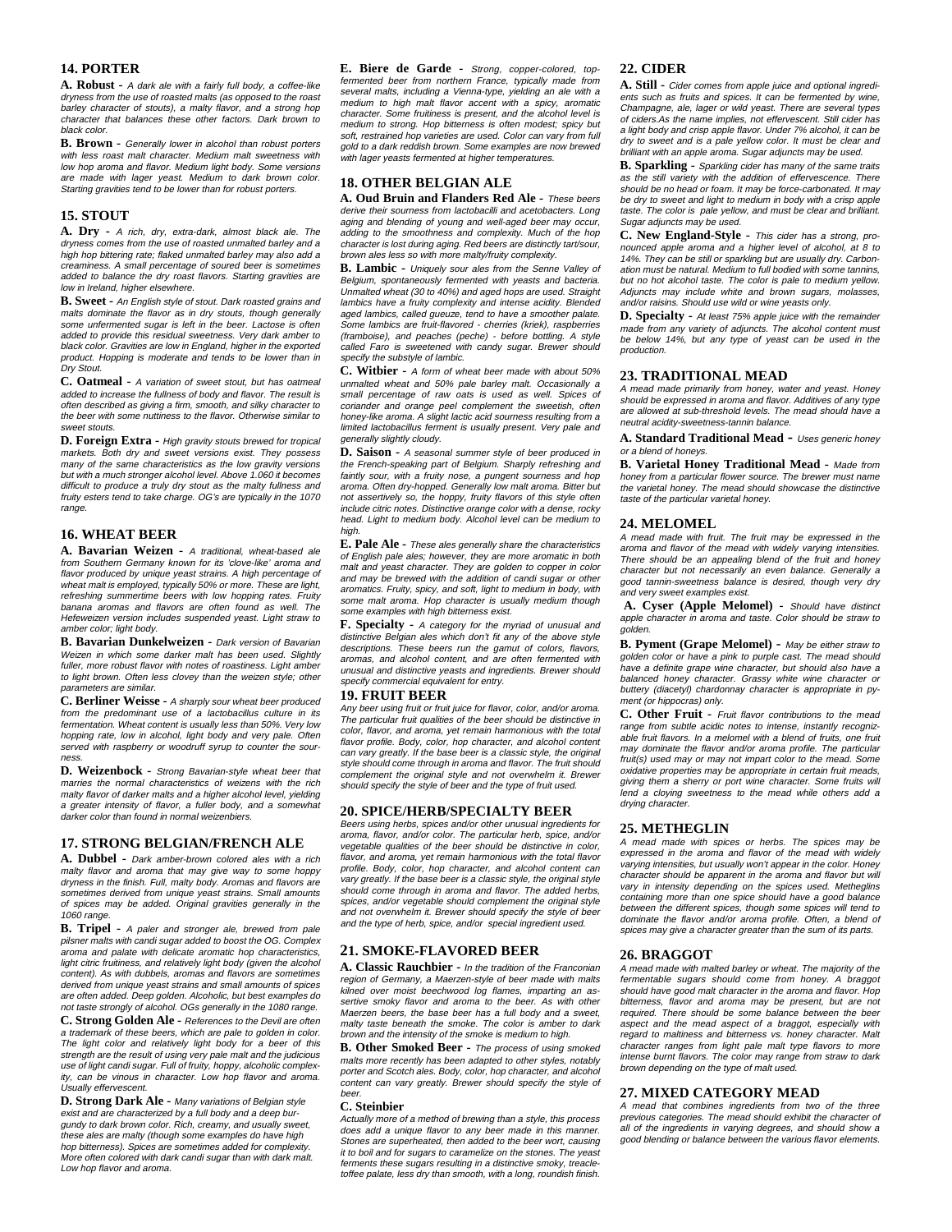## 14. PORTER

**A. Robust -** *A dark ale with a fairly full body, a coffee-like dryness from the use of roasted malts (as opposed to the roast barley character of stouts), a malty flavor, and a strong hop character that balances these other factors. Dark brown to black color.*

**B. Brown -** *Generally lower in alcohol than robust porters with less roast malt character. Medium malt sweetness with low hop aroma and flavor. Medium light body. Some versions are made with lager yeast. Medium to dark brown color. Starting gravities tend to be lower than for robust porters.*

## 15. STOUT

**A. Dry -** *A rich, dry, extra-dark, almost black ale. The dryness comes from the use of roasted unmalted barley and a high hop bittering rate; flaked unmalted barley may also add a creaminess. A small percentage of soured beer is sometimes added to balance the dry roast flavors. Starting gravities are low in Ireland, higher elsewhere.*

**B. Sweet -** *An English style of stout. Dark roasted grains and malts dominate the flavor as in dry stouts, though generally some unfermented sugar is left in the beer. Lactose is often added to provide this residual sweetness. Very dark amber to black color. Gravities are low in England, higher in the exported product. Hopping is moderate and tends to be lower than in Dry Stout.*

**C. Oatmeal -** *A variation of sweet stout, but has oatmeal added to increase the fullness of body and flavor. The result is often described as giving a firm, smooth, and silky character to the beer with some nuttiness to the flavor. Otherwise similar to sweet stouts.*

**D. Foreign Extra -** *High gravity stouts brewed for tropical markets. Both dry and sweet versions exist. They possess many of the same characteristics as the low gravity versions but with a much stronger alcohol level. Above 1.060 it becomes difficult to produce a truly dry stout as the malty fullness and fruity esters tend to take charge. OG's are typically in the 1070 range.*

## 16. WHEAT BEER

**A. Bavarian Weizen -** *A traditional, wheat-based ale from Southern Germany known for its 'clove-like' aroma and flavor produced by unique yeast strains. A high percentage of wheat malt is employed, typically 50% or more. These are light, refreshing summertime beers with low hopping rates. Fruity banana aromas and flavors are often found as well. The Hefeweizen version includes suspended yeast. Light straw to amber color; light body.*

**B. Bavarian Dunkelweizen -** *Dark version of Bavarian Weizen in which some darker malt has been used. Slightly fuller, more robust flavor with notes of roastiness. Light amber to light brown. Often less clovey than the weizen style; other parameters are similar.*

**C. Berliner Weisse -** *A sharply sour wheat beer produced from the predominant use of a lactobacillus culture in its fermentation. Wheat content is usually less than 50%. Very low hopping rate, low in alcohol, light body and very pale. Often served with raspberry or woodruff syrup to counter the sourness.*

**D. Weizenbock -** *Strong Bavarian-style wheat beer that marries the normal characteristics of weizens with the rich malty flavor of darker malts and a higher alcohol level, yielding a greater intensity of flavor, a fuller body, and a somewhat darker color than found in normal weizenbiers.*

## 17. STRONG BELGIAN/FRENCH ALE

**A. Dubbel -** *Dark amber-brown colored ales with a rich malty flavor and aroma that may give way to some hoppy dryness in the finish. Full, malty body. Aromas and flavors are sometimes derived from unique yeast strains. Small amounts of spices may be added. Original gravities generally in the 1060 range.*

**B. Tripel -** *A paler and stronger ale, brewed from pale pilsner malts with candi sugar added to boost the OG. Complex aroma and palate with delicate aromatic hop characteristics, light citric fruitiness, and relatively light body (given the alcohol content). As with dubbels, aromas and flavors are sometimes derived from unique yeast strains and small amounts of spices are often added. Deep golden. Alcoholic, but best examples do not taste strongly of alcohol. OGs generally in the 1080 range.*

**C. Strong Golden Ale -** *References to the Devil are often a trademark of these beers, which are pale to golden in color. The light color and relatively light body for a beer of this strength are the result of using very pale malt and the judicious use of light candi sugar. Full of fruity, hoppy, alcoholic complexity, can be vinous in character. Low hop flavor and aroma. Usually effervescent.*

**D. Strong Dark Ale -** *Many variations of Belgian style exist and are characterized by a full body and a deep burgundy to dark brown color. Rich, creamy, and usually sweet, these ales are malty (though some examples do have high hop bitterness). Spices are sometimes added for complexity. More often colored with dark candi sugar than with dark malt. Low hop flavor and aroma.*

**E. Biere de Garde -** *Strong, copper-colored, top-fermented beer from northern France, typically made from several malts, including a Vienna-type, yielding an ale with a medium to high malt flavor accent with a spicy, aromatic character. Some fruitiness is present, and the alcohol level is medium to strong. Hop bitterness is often modest; spicy but soft, restrained hop varieties are used. Color can vary from full gold to a dark reddish brown. Some examples are now brewed with lager yeasts fermented at higher temperatures.*

## 18. OTHER BELGIAN ALE

**A. Oud Bruin and Flanders Red Ale -** *These beers derive their sourness from lactobacilli and acetobacters. Long aging and blending of young and well-aged beer may occur, adding to the smoothness and complexity. Much of the hop character is lost during aging. Red beers are distinctly tart/sour, brown ales less so with more malty/fruity complexity.*

**B. Lambic -** *Uniquely sour ales from the Senne Valley of Belgium, spontaneously fermented with yeasts and bacteria. Unmalted wheat (30 to 40%) and aged hops are used. Straight lambics have a fruity complexity and intense acidity. Blended aged lambics, called gueuze, tend to have a smoother palate. Some lambics are fruit-flavored - cherries (kriek), raspberries (framboise), and peaches (peche) - before bottling. A style called Faro is sweetened with candy sugar. Brewer should specify the substyle of lambic.*

**C. Witbier -** *A form of wheat beer made with about 50% unmalted wheat and 50% pale barley malt. Occasionally a small percentage of raw oats is used as well. Spices of coriander and orange peel complement the sweetish, often honey-like aroma. A slight lactic acid sourness resulting from a limited lactobacillus ferment is usually present. Very pale and generally slightly cloudy.*

**D. Saison -** *A seasonal summer style of beer produced in the French-speaking part of Belgium. Sharply refreshing and faintly sour, with a fruity nose, a pungent sourness and hop aroma. Often dry-hopped. Generally low malt aroma. Bitter but not assertively so, the hoppy, fruity flavors of this style often include citric notes. Distinctive orange color with a dense, rocky head. Light to medium body. Alcohol level can be medium to high.*

**E. Pale Ale -** *These ales generally share the characteristics of English pale ales; however, they are more aromatic in both malt and yeast character. They are golden to copper in color and may be brewed with the addition of candi sugar or other aromatics. Fruity, spicy, and soft, light to medium in body, with some malt aroma. Hop character is usually medium though some examples with high bitterness exist.*

**F. Specialty -** *A category for the myriad of unusual and distinctive Belgian ales which don't fit any of the above style descriptions. These beers run the gamut of colors, flavors, aromas, and alcohol content, and are often fermented with unusual and distinctive yeasts and ingredients. Brewer should specify commercial equivalent for entry.*

## 19. FRUIT BEER

*Any beer using fruit or fruit juice for flavor, color, and/or aroma. The particular fruit qualities of the beer should be distinctive in color, flavor, and aroma, yet remain harmonious with the total flavor profile. Body, color, hop character, and alcohol content can vary greatly. If the base beer is a classic style, the original style should come through in aroma and flavor. The fruit should complement the original style and not overwhelm it. Brewer should specify the style of beer and the type of fruit used.*

## 20. SPICE/HERB/SPECIALTY BEER

*Beers using herbs, spices and/or other unusual ingredients for aroma, flavor, and/or color. The particular herb, spice, and/or vegetable qualities of the beer should be distinctive in color, flavor, and aroma, yet remain harmonious with the total flavor profile. Body, color, hop character, and alcohol content can vary greatly. If the base beer is a classic style, the original style should come through in aroma and flavor. The added herbs, spices, and/or vegetable should complement the original style and not overwhelm it. Brewer should specify the style of beer and the type of herb, spice, and/or special ingredient used.*

## 21. SMOKE-FLAVORED BEER

**A. Classic Rauchbier -** *In the tradition of the Franconian region of Germany, a Maerzen-style of beer made with malts kilned over moist beechwood log flames, imparting an assertive smoky flavor and aroma to the beer. As with other Maerzen beers, the base beer has a full body and a sweet, malty taste beneath the smoke. The color is amber to dark brown and the intensity of the smoke is medium to high.*

**B. Other Smoked Beer -** *The process of using smoked malts more recently has been adapted to other styles, notably porter and Scotch ales. Body, color, hop character, and alcohol content can vary greatly. Brewer should specify the style of beer.*

**C. Steinbier**

*Actually more of a method of brewing than a style, this process does add a unique flavor to any beer made in this manner. Stones are superheated, then added to the beer wort, causing it to boil and for sugars to caramelize on the stones. The yeast ferments these sugars resulting in a distinctive smoky, treacle-toffee palate, less dry than smooth, with a long, roundish finish.*

## 22. CIDER

**A. Still -** *Cider comes from apple juice and optional ingredients such as fruits and spices. It can be fermented by wine, Champagne, ale, lager or wild yeast. There are several types of ciders.As the name implies, not effervescent. Still cider has a light body and crisp apple flavor. Under 7% alcohol, it can be dry to sweet and is a pale yellow color. It must be clear and brilliant with an apple aroma. Sugar adjuncts may be used.*

**B. Sparkling -** *Sparkling cider has many of the same traits as the still variety with the addition of effervescence. There should be no head or foam. It may be force-carbonated. It may be dry to sweet and light to medium in body with a crisp apple taste. The color is pale yellow, and must be clear and brilliant. Sugar adjuncts may be used.*

**C. New England-Style -** *This cider has a strong, pronounced apple aroma and a higher level of alcohol, at 8 to 14%. They can be still or sparkling but are usually dry. Carbonation must be natural. Medium to full bodied with some tannins, but no hot alcohol taste. The color is pale to medium yellow. Adjuncts may include white and brown sugars, molasses, and/or raisins. Should use wild or wine yeasts only.*

**D. Specialty -** *At least 75% apple juice with the remainder made from any variety of adjuncts. The alcohol content must be below 14%, but any type of yeast can be used in the production.*

## 23. TRADITIONAL MEAD

*A mead made primarily from honey, water and yeast. Honey should be expressed in aroma and flavor. Additives of any type are allowed at sub-threshold levels. The mead should have a neutral acidity-sweetness-tannin balance.*

**A. Standard Traditional Mead -** *Uses generic honey or a blend of honeys.*

**B. Varietal Honey Traditional Mead -** *Made from honey from a particular flower source. The brewer must name the varietal honey. The mead should showcase the distinctive taste of the particular varietal honey.*

## 24. MELOMEL

*A mead made with fruit. The fruit may be expressed in the aroma and flavor of the mead with widely varying intensities. There should be an appealing blend of the fruit and honey character but not necessarily an even balance. Generally a good tannin-sweetness balance is desired, though very dry and very sweet examples exist.*

**A. Cyser (Apple Melomel) -** *Should have distinct apple character in aroma and taste. Color should be straw to golden.*

**B. Pyment (Grape Melomel) -** *May be either straw to golden color or have a pink to purple cast. The mead should have a definite grape wine character, but should also have a balanced honey character. Grassy white wine character or buttery (diacetyl) chardonnay character is appropriate in pyment (or hippocras) only.*

**C. Other Fruit -** *Fruit flavor contributions to the mead range from subtle acidic notes to intense, instantly recognizable fruit flavors. In a melomel with a blend of fruits, one fruit may dominate the flavor and/or aroma profile. The particular fruit(s) used may or may not impart color to the mead. Some oxidative properties may be appropriate in certain fruit meads, giving them a sherry or port wine character. Some fruits will lend a cloying sweetness to the mead while others add a drying character.*

## 25. METHEGLIN

*A mead made with spices or herbs. The spices may be expressed in the aroma and flavor of the mead with widely varying intensities, but usually won't appear in the color. Honey character should be apparent in the aroma and flavor but will vary in intensity depending on the spices used. Metheglins containing more than one spice should have a good balance between the different spices, though some spices will tend to dominate the flavor and/or aroma profile. Often, a blend of spices may give a character greater than the sum of its parts.*

## 26. BRAGGOT

*A mead made with malted barley or wheat. The majority of the fermentable sugars should come from honey. A braggot should have good malt character in the aroma and flavor. Hop bitterness, flavor and aroma may be present, but are not required. There should be some balance between the beer aspect and the mead aspect of a braggot, especially with regard to maltiness and bitterness vs. honey character. Malt character ranges from light pale malt type flavors to more intense burnt flavors. The color may range from straw to dark brown depending on the type of malt used.*

## 27. MIXED CATEGORY MEAD

*A mead that combines ingredients from two of the three previous categories. The mead should exhibit the character of all of the ingredients in varying degrees, and should show a good blending or balance between the various flavor elements.*